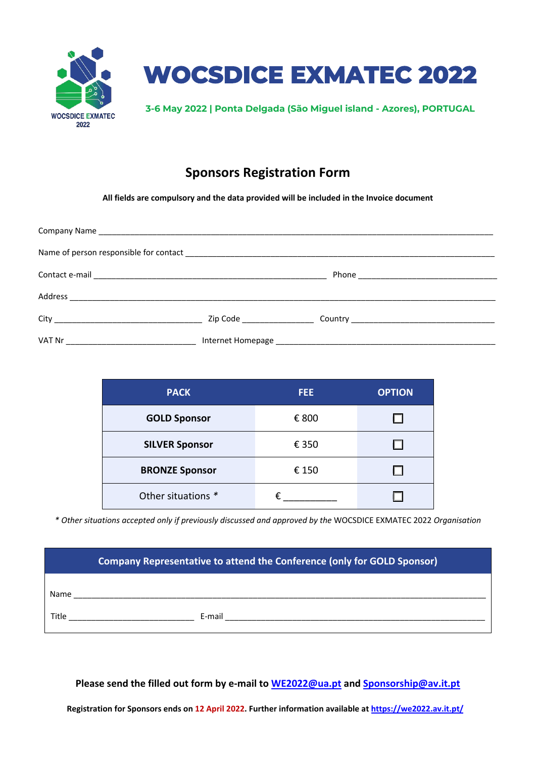WOCSDICE EXMATEC 2022

# WOCSDICE EXMATEC 2022

**3-6 May 2022 | Ponta Delgada (São Miguel island - Azores), PORTUGAL**

## Sponsors Registration Form

**All fields are compulsory and the data provided will be included in the Invoice document**

Company Name ____________________________________________________________________________

Name of person responsible for contact ____________________________________________________________

Contact e-mail _____________________________________________ Phone _____________________________

Address ______________________________________________________________________________________

City _______________________________ Zip Code _______________ Country ______________________________

VAT Nr ____________________________ Internet Homepage ________________________________________________

| PACK | FEE | OPTION |
|---|---|---|
| **GOLD Sponsor** | € 800 | ☐ |
| **SILVER Sponsor** | € 350 | ☐ |
| **BRONZE Sponsor** | € 150 | ☐ |
| Other situations * | € __________ | ☐ |

*\* Other situations accepted only if previously discussed and approved by the* WOCSDICE EXMATEC 2022 *Organisation*

| Company Representative to attend the Conference (only for GOLD Sponsor) |
|---|
| Name ______________________________________________________________________________ |
| Title ___________________________ E-mail ____________________________________________ |

**Please send the filled out form by e-mail to [WE2022@ua.pt](mailto:WE2022@ua.pt) and [Sponsorship@av.it.pt](mailto:Sponsorship@av.it.pt)**

**Registration for Sponsors ends on 12 April 2022. Further information available at [https://we2022.av.it.pt/](https://we2022.av.it.pt/)**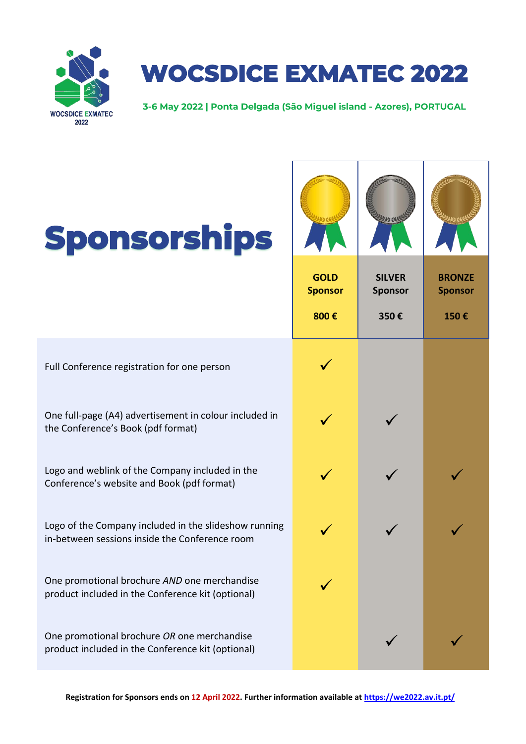# WOCSDICE EXMATEC 2022

**3-6 May 2022 | Ponta Delgada (São Miguel island - Azores), PORTUGAL**

## Sponsorships

| | GOLD Sponsor 800 € | SILVER Sponsor 350 € | BRONZE Sponsor 150 € |
|---|---|---|---|
| Full Conference registration for one person | ✓ | | |
| One full-page (A4) advertisement in colour included in the Conference's Book (pdf format) | ✓ | ✓ | |
| Logo and weblink of the Company included in the Conference's website and Book (pdf format) | ✓ | ✓ | ✓ |
| Logo of the Company included in the slideshow running in-between sessions inside the Conference room | ✓ | ✓ | ✓ |
| One promotional brochure *AND* one merchandise product included in the Conference kit (optional) | ✓ | | |
| One promotional brochure *OR* one merchandise product included in the Conference kit (optional) | | ✓ | ✓ |

**Registration for Sponsors ends on 12 April 2022. Further information available at [https://we2022.av.it.pt/](https://we2022.av.it.pt/)**